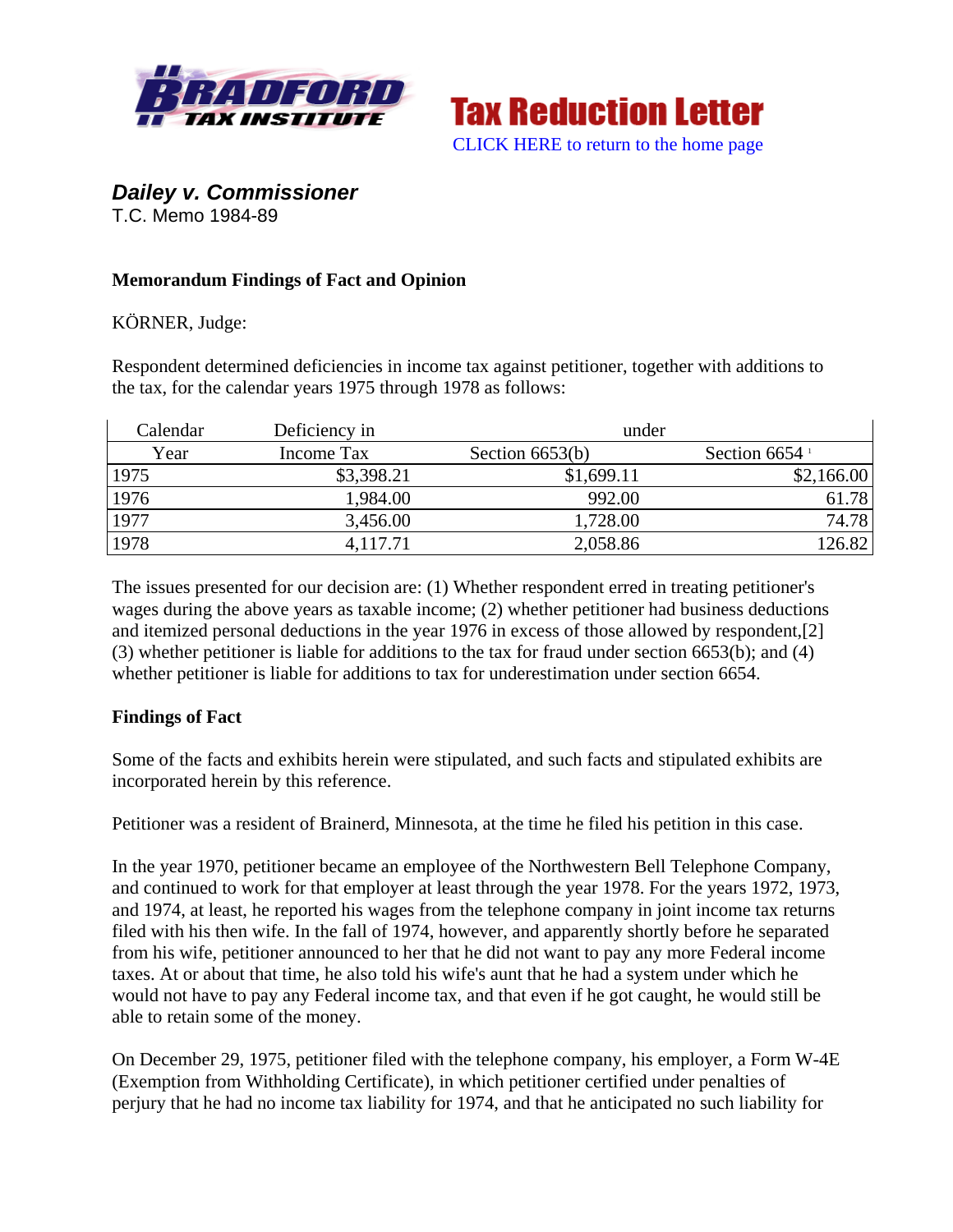Tax Reduction Letter

CLICK HERE to return to the home page

## *Dailey v. Commissioner*

T.C. Memo 1984-89

### Memorandum Findings of Fact and Opinion

KÖRNER, Judge:

Respondent determined deficiencies in income tax against petitioner, together with additions to the tax, for the calendar years 1975 through 1978 as follows:

| Calendar | Deficiency in | under | |
|---|---|---|---|
| Year | Income Tax | Section 6653(b) | Section 6654 [1] |
| 1975 | $3,398.21 | $1,699.11 | $2,166.00 |
| 1976 | 1,984.00 | 992.00 | 61.78 |
| 1977 | 3,456.00 | 1,728.00 | 74.78 |
| 1978 | 4,117.71 | 2,058.86 | 126.82 |

The issues presented for our decision are: (1) Whether respondent erred in treating petitioner's wages during the above years as taxable income; (2) whether petitioner had business deductions and itemized personal deductions in the year 1976 in excess of those allowed by respondent,[2] (3) whether petitioner is liable for additions to the tax for fraud under section 6653(b); and (4) whether petitioner is liable for additions to tax for underestimation under section 6654.

### Findings of Fact

Some of the facts and exhibits herein were stipulated, and such facts and stipulated exhibits are incorporated herein by this reference.

Petitioner was a resident of Brainerd, Minnesota, at the time he filed his petition in this case.

In the year 1970, petitioner became an employee of the Northwestern Bell Telephone Company, and continued to work for that employer at least through the year 1978. For the years 1972, 1973, and 1974, at least, he reported his wages from the telephone company in joint income tax returns filed with his then wife. In the fall of 1974, however, and apparently shortly before he separated from his wife, petitioner announced to her that he did not want to pay any more Federal income taxes. At or about that time, he also told his wife's aunt that he had a system under which he would not have to pay any Federal income tax, and that even if he got caught, he would still be able to retain some of the money.

On December 29, 1975, petitioner filed with the telephone company, his employer, a Form W-4E (Exemption from Withholding Certificate), in which petitioner certified under penalties of perjury that he had no income tax liability for 1974, and that he anticipated no such liability for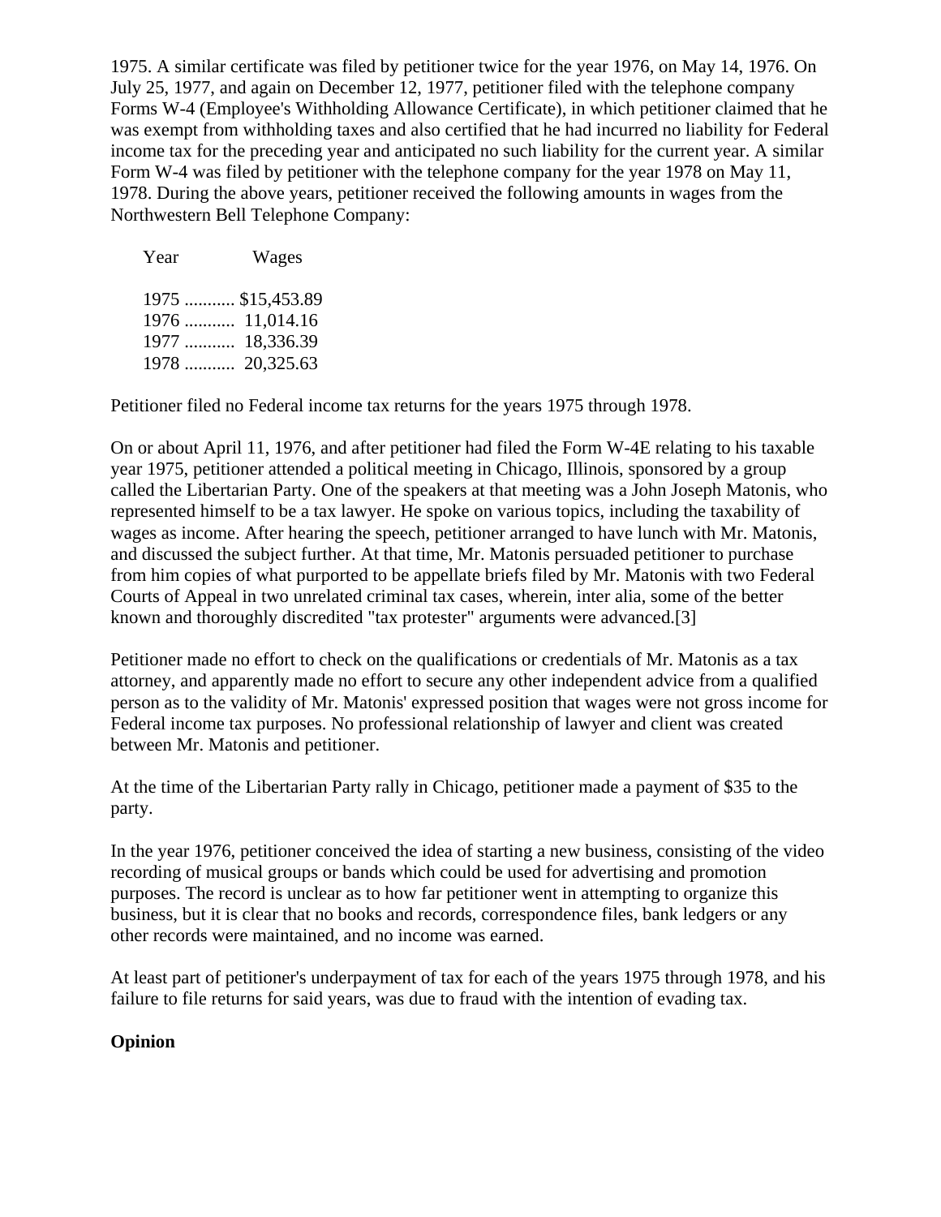1975. A similar certificate was filed by petitioner twice for the year 1976, on May 14, 1976. On July 25, 1977, and again on December 12, 1977, petitioner filed with the telephone company Forms W-4 (Employee's Withholding Allowance Certificate), in which petitioner claimed that he was exempt from withholding taxes and also certified that he had incurred no liability for Federal income tax for the preceding year and anticipated no such liability for the current year. A similar Form W-4 was filed by petitioner with the telephone company for the year 1978 on May 11, 1978. During the above years, petitioner received the following amounts in wages from the Northwestern Bell Telephone Company:

| Year | Wages |
|---|---|
| 1975 | $15,453.89 |
| 1976 | 11,014.16 |
| 1977 | 18,336.39 |
| 1978 | 20,325.63 |

Petitioner filed no Federal income tax returns for the years 1975 through 1978.

On or about April 11, 1976, and after petitioner had filed the Form W-4E relating to his taxable year 1975, petitioner attended a political meeting in Chicago, Illinois, sponsored by a group called the Libertarian Party. One of the speakers at that meeting was a John Joseph Matonis, who represented himself to be a tax lawyer. He spoke on various topics, including the taxability of wages as income. After hearing the speech, petitioner arranged to have lunch with Mr. Matonis, and discussed the subject further. At that time, Mr. Matonis persuaded petitioner to purchase from him copies of what purported to be appellate briefs filed by Mr. Matonis with two Federal Courts of Appeal in two unrelated criminal tax cases, wherein, inter alia, some of the better known and thoroughly discredited "tax protester" arguments were advanced.[3]

Petitioner made no effort to check on the qualifications or credentials of Mr. Matonis as a tax attorney, and apparently made no effort to secure any other independent advice from a qualified person as to the validity of Mr. Matonis' expressed position that wages were not gross income for Federal income tax purposes. No professional relationship of lawyer and client was created between Mr. Matonis and petitioner.

At the time of the Libertarian Party rally in Chicago, petitioner made a payment of $35 to the party.

In the year 1976, petitioner conceived the idea of starting a new business, consisting of the video recording of musical groups or bands which could be used for advertising and promotion purposes. The record is unclear as to how far petitioner went in attempting to organize this business, but it is clear that no books and records, correspondence files, bank ledgers or any other records were maintained, and no income was earned.

At least part of petitioner's underpayment of tax for each of the years 1975 through 1978, and his failure to file returns for said years, was due to fraud with the intention of evading tax.

**Opinion**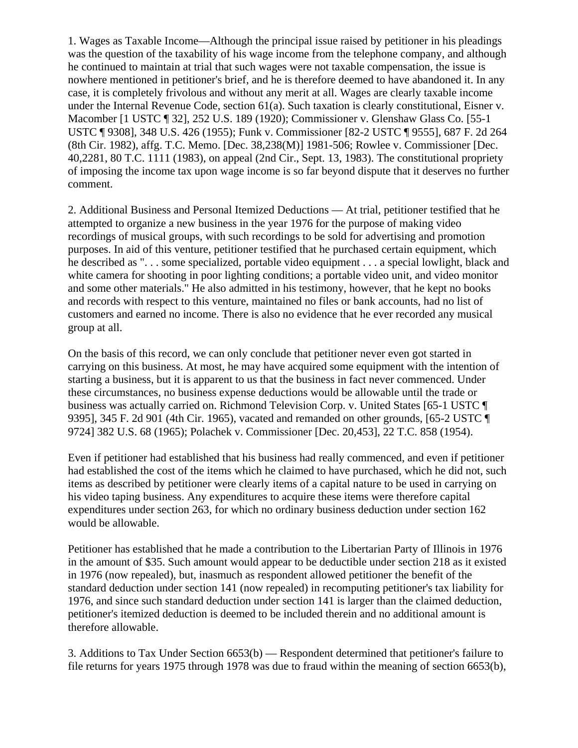1. Wages as Taxable Income—Although the principal issue raised by petitioner in his pleadings was the question of the taxability of his wage income from the telephone company, and although he continued to maintain at trial that such wages were not taxable compensation, the issue is nowhere mentioned in petitioner's brief, and he is therefore deemed to have abandoned it. In any case, it is completely frivolous and without any merit at all. Wages are clearly taxable income under the Internal Revenue Code, section 61(a). Such taxation is clearly constitutional, Eisner v. Macomber [1 USTC ¶ 32], 252 U.S. 189 (1920); Commissioner v. Glenshaw Glass Co. [55-1 USTC ¶ 9308], 348 U.S. 426 (1955); Funk v. Commissioner [82-2 USTC ¶ 9555], 687 F. 2d 264 (8th Cir. 1982), affg. T.C. Memo. [Dec. 38,238(M)] 1981-506; Rowlee v. Commissioner [Dec. 40,2281, 80 T.C. 1111 (1983), on appeal (2nd Cir., Sept. 13, 1983). The constitutional propriety of imposing the income tax upon wage income is so far beyond dispute that it deserves no further comment.

2. Additional Business and Personal Itemized Deductions — At trial, petitioner testified that he attempted to organize a new business in the year 1976 for the purpose of making video recordings of musical groups, with such recordings to be sold for advertising and promotion purposes. In aid of this venture, petitioner testified that he purchased certain equipment, which he described as ". . . some specialized, portable video equipment . . . a special lowlight, black and white camera for shooting in poor lighting conditions; a portable video unit, and video monitor and some other materials." He also admitted in his testimony, however, that he kept no books and records with respect to this venture, maintained no files or bank accounts, had no list of customers and earned no income. There is also no evidence that he ever recorded any musical group at all.

On the basis of this record, we can only conclude that petitioner never even got started in carrying on this business. At most, he may have acquired some equipment with the intention of starting a business, but it is apparent to us that the business in fact never commenced. Under these circumstances, no business expense deductions would be allowable until the trade or business was actually carried on. Richmond Television Corp. v. United States [65-1 USTC ¶ 9395], 345 F. 2d 901 (4th Cir. 1965), vacated and remanded on other grounds, [65-2 USTC ¶ 9724] 382 U.S. 68 (1965); Polachek v. Commissioner [Dec. 20,453], 22 T.C. 858 (1954).

Even if petitioner had established that his business had really commenced, and even if petitioner had established the cost of the items which he claimed to have purchased, which he did not, such items as described by petitioner were clearly items of a capital nature to be used in carrying on his video taping business. Any expenditures to acquire these items were therefore capital expenditures under section 263, for which no ordinary business deduction under section 162 would be allowable.

Petitioner has established that he made a contribution to the Libertarian Party of Illinois in 1976 in the amount of $35. Such amount would appear to be deductible under section 218 as it existed in 1976 (now repealed), but, inasmuch as respondent allowed petitioner the benefit of the standard deduction under section 141 (now repealed) in recomputing petitioner's tax liability for 1976, and since such standard deduction under section 141 is larger than the claimed deduction, petitioner's itemized deduction is deemed to be included therein and no additional amount is therefore allowable.

3. Additions to Tax Under Section 6653(b) — Respondent determined that petitioner's failure to file returns for years 1975 through 1978 was due to fraud within the meaning of section 6653(b),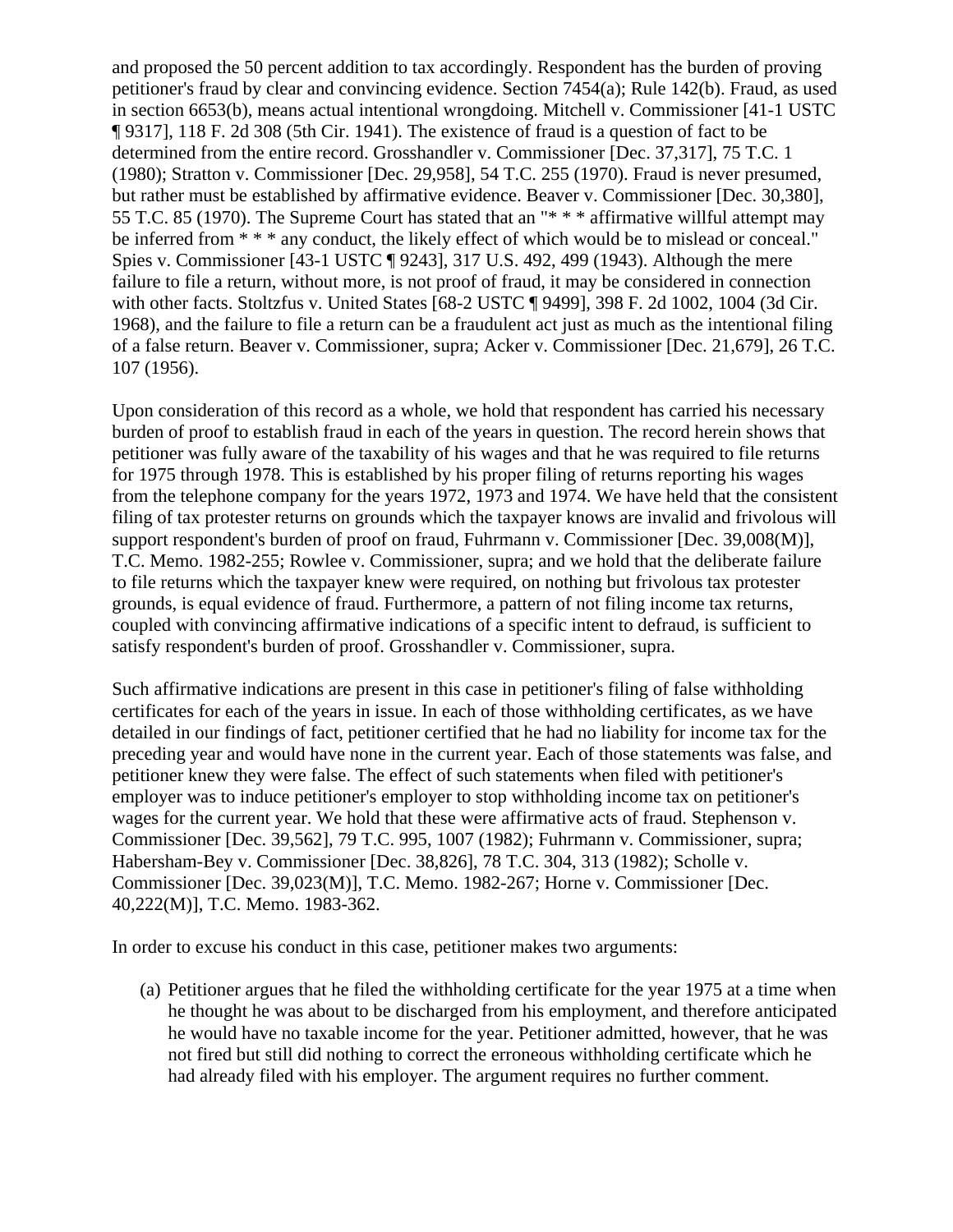and proposed the 50 percent addition to tax accordingly. Respondent has the burden of proving petitioner's fraud by clear and convincing evidence. Section 7454(a); Rule 142(b). Fraud, as used in section 6653(b), means actual intentional wrongdoing. Mitchell v. Commissioner [41-1 USTC ¶ 9317], 118 F. 2d 308 (5th Cir. 1941). The existence of fraud is a question of fact to be determined from the entire record. Grosshandler v. Commissioner [Dec. 37,317], 75 T.C. 1 (1980); Stratton v. Commissioner [Dec. 29,958], 54 T.C. 255 (1970). Fraud is never presumed, but rather must be established by affirmative evidence. Beaver v. Commissioner [Dec. 30,380], 55 T.C. 85 (1970). The Supreme Court has stated that an "* * * affirmative willful attempt may be inferred from * * * any conduct, the likely effect of which would be to mislead or conceal." Spies v. Commissioner [43-1 USTC ¶ 9243], 317 U.S. 492, 499 (1943). Although the mere failure to file a return, without more, is not proof of fraud, it may be considered in connection with other facts. Stoltzfus v. United States [68-2 USTC ¶ 9499], 398 F. 2d 1002, 1004 (3d Cir. 1968), and the failure to file a return can be a fraudulent act just as much as the intentional filing of a false return. Beaver v. Commissioner, supra; Acker v. Commissioner [Dec. 21,679], 26 T.C. 107 (1956).

Upon consideration of this record as a whole, we hold that respondent has carried his necessary burden of proof to establish fraud in each of the years in question. The record herein shows that petitioner was fully aware of the taxability of his wages and that he was required to file returns for 1975 through 1978. This is established by his proper filing of returns reporting his wages from the telephone company for the years 1972, 1973 and 1974. We have held that the consistent filing of tax protester returns on grounds which the taxpayer knows are invalid and frivolous will support respondent's burden of proof on fraud, Fuhrmann v. Commissioner [Dec. 39,008(M)], T.C. Memo. 1982-255; Rowlee v. Commissioner, supra; and we hold that the deliberate failure to file returns which the taxpayer knew were required, on nothing but frivolous tax protester grounds, is equal evidence of fraud. Furthermore, a pattern of not filing income tax returns, coupled with convincing affirmative indications of a specific intent to defraud, is sufficient to satisfy respondent's burden of proof. Grosshandler v. Commissioner, supra.

Such affirmative indications are present in this case in petitioner's filing of false withholding certificates for each of the years in issue. In each of those withholding certificates, as we have detailed in our findings of fact, petitioner certified that he had no liability for income tax for the preceding year and would have none in the current year. Each of those statements was false, and petitioner knew they were false. The effect of such statements when filed with petitioner's employer was to induce petitioner's employer to stop withholding income tax on petitioner's wages for the current year. We hold that these were affirmative acts of fraud. Stephenson v. Commissioner [Dec. 39,562], 79 T.C. 995, 1007 (1982); Fuhrmann v. Commissioner, supra; Habersham-Bey v. Commissioner [Dec. 38,826], 78 T.C. 304, 313 (1982); Scholle v. Commissioner [Dec. 39,023(M)], T.C. Memo. 1982-267; Horne v. Commissioner [Dec. 40,222(M)], T.C. Memo. 1983-362.

In order to excuse his conduct in this case, petitioner makes two arguments:

(a) Petitioner argues that he filed the withholding certificate for the year 1975 at a time when he thought he was about to be discharged from his employment, and therefore anticipated he would have no taxable income for the year. Petitioner admitted, however, that he was not fired but still did nothing to correct the erroneous withholding certificate which he had already filed with his employer. The argument requires no further comment.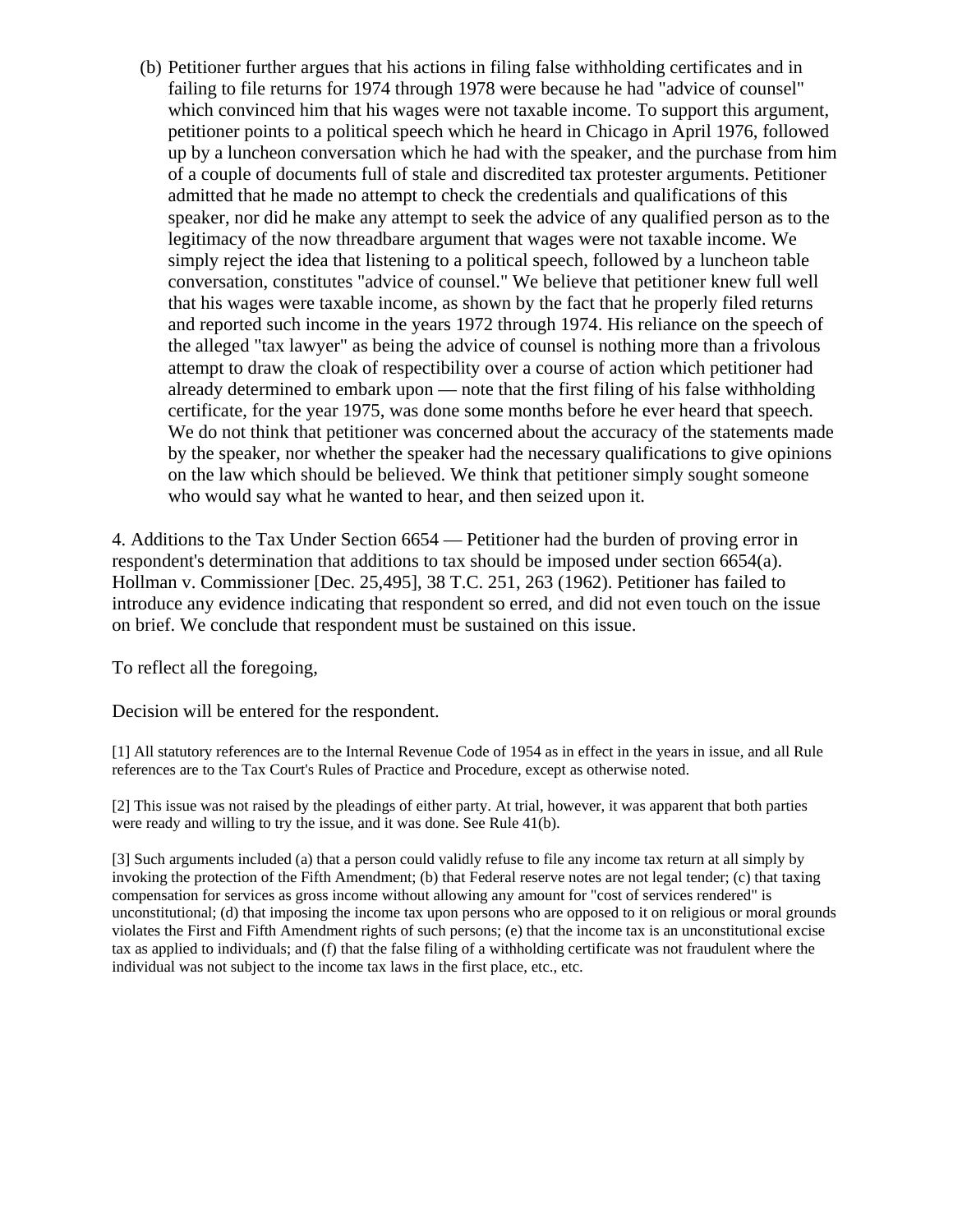(b) Petitioner further argues that his actions in filing false withholding certificates and in failing to file returns for 1974 through 1978 were because he had "advice of counsel" which convinced him that his wages were not taxable income. To support this argument, petitioner points to a political speech which he heard in Chicago in April 1976, followed up by a luncheon conversation which he had with the speaker, and the purchase from him of a couple of documents full of stale and discredited tax protester arguments. Petitioner admitted that he made no attempt to check the credentials and qualifications of this speaker, nor did he make any attempt to seek the advice of any qualified person as to the legitimacy of the now threadbare argument that wages were not taxable income. We simply reject the idea that listening to a political speech, followed by a luncheon table conversation, constitutes "advice of counsel." We believe that petitioner knew full well that his wages were taxable income, as shown by the fact that he properly filed returns and reported such income in the years 1972 through 1974. His reliance on the speech of the alleged "tax lawyer" as being the advice of counsel is nothing more than a frivolous attempt to draw the cloak of respectibility over a course of action which petitioner had already determined to embark upon — note that the first filing of his false withholding certificate, for the year 1975, was done some months before he ever heard that speech. We do not think that petitioner was concerned about the accuracy of the statements made by the speaker, nor whether the speaker had the necessary qualifications to give opinions on the law which should be believed. We think that petitioner simply sought someone who would say what he wanted to hear, and then seized upon it.

4. Additions to the Tax Under Section 6654 — Petitioner had the burden of proving error in respondent's determination that additions to tax should be imposed under section 6654(a). Hollman v. Commissioner [Dec. 25,495], 38 T.C. 251, 263 (1962). Petitioner has failed to introduce any evidence indicating that respondent so erred, and did not even touch on the issue on brief. We conclude that respondent must be sustained on this issue.

To reflect all the foregoing,

Decision will be entered for the respondent.

[1] All statutory references are to the Internal Revenue Code of 1954 as in effect in the years in issue, and all Rule references are to the Tax Court's Rules of Practice and Procedure, except as otherwise noted.

[2] This issue was not raised by the pleadings of either party. At trial, however, it was apparent that both parties were ready and willing to try the issue, and it was done. See Rule 41(b).

[3] Such arguments included (a) that a person could validly refuse to file any income tax return at all simply by invoking the protection of the Fifth Amendment; (b) that Federal reserve notes are not legal tender; (c) that taxing compensation for services as gross income without allowing any amount for "cost of services rendered" is unconstitutional; (d) that imposing the income tax upon persons who are opposed to it on religious or moral grounds violates the First and Fifth Amendment rights of such persons; (e) that the income tax is an unconstitutional excise tax as applied to individuals; and (f) that the false filing of a withholding certificate was not fraudulent where the individual was not subject to the income tax laws in the first place, etc., etc.